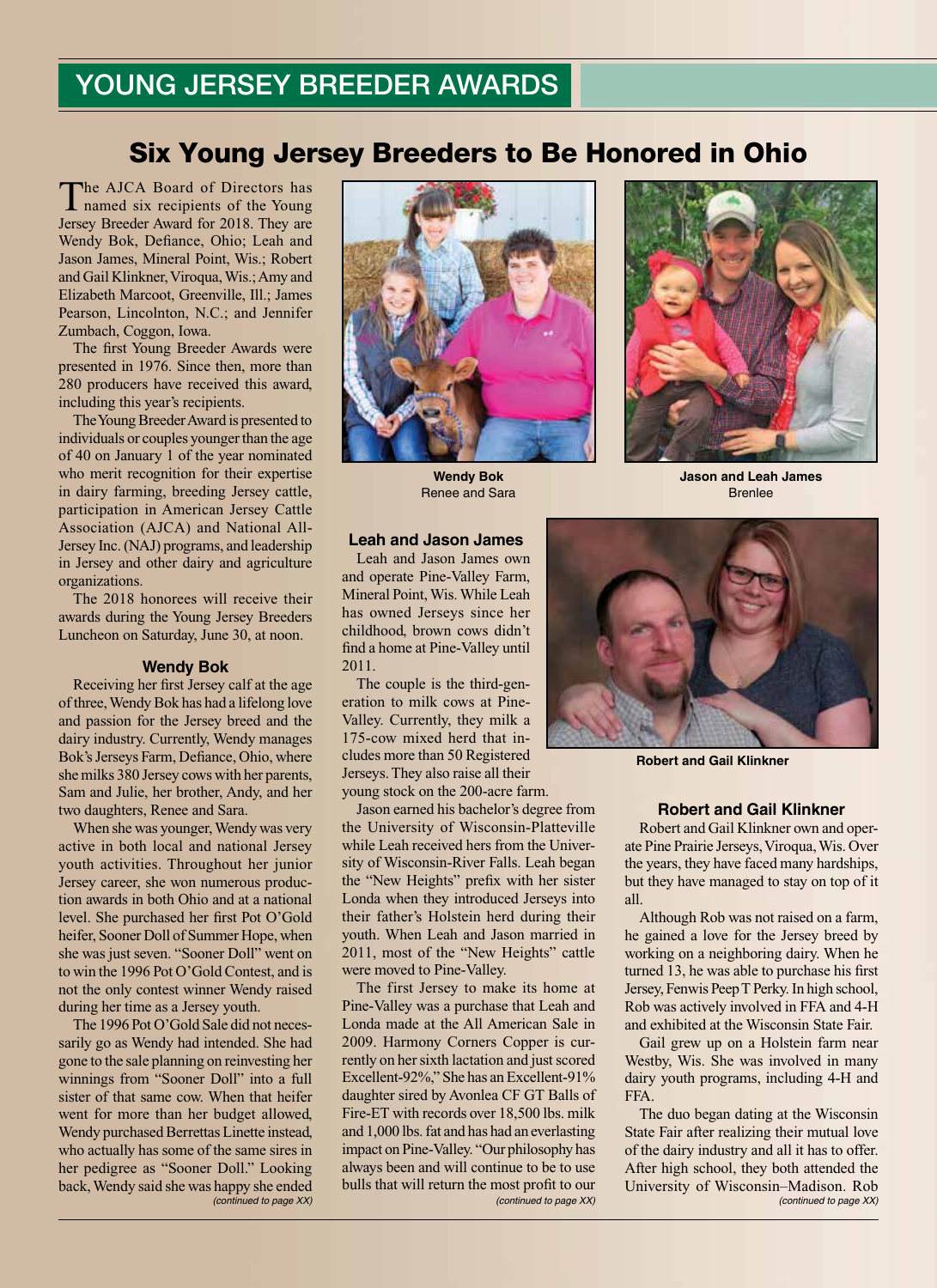## YOUNG JERSEY BREEDER AWARDS

# Six Young Jersey Breeders to Be Honored in Ohio

The AJCA Board of Directors has named six recipients of the Young Jersey Breeder Award for 2018. They are Wendy Bok, Defiance, Ohio; Leah and Jason James, Mineral Point, Wis.; Robert and Gail Klinkner, Viroqua, Wis.; Amy and Elizabeth Marcoot, Greenville, Ill.; James Pearson, Lincolnton, N.C.; and Jennifer Zumbach, Coggon, Iowa.

The first Young Breeder Awards were presented in 1976. Since then, more than 280 producers have received this award, including this year's recipients.

The Young Breeder Award is presented to individuals or couples younger than the age of 40 on January 1 of the year nominated who merit recognition for their expertise in dairy farming, breeding Jersey cattle, participation in American Jersey Cattle Association (AJCA) and National All-Jersey Inc. (NAJ) programs, and leadership in Jersey and other dairy and agriculture organizations.

The 2018 honorees will receive their awards during the Young Jersey Breeders Luncheon on Saturday, June 30, at noon.

### Wendy Bok

Receiving her first Jersey calf at the age of three, Wendy Bok has had a lifelong love and passion for the Jersey breed and the dairy industry. Currently, Wendy manages Bok's Jerseys Farm, Defiance, Ohio, where she milks 380 Jersey cows with her parents, Sam and Julie, her brother, Andy, and her two daughters, Renee and Sara.

When she was younger, Wendy was very active in both local and national Jersey youth activities. Throughout her junior Jersey career, she won numerous production awards in both Ohio and at a national level. She purchased her first Pot O'Gold heifer, Sooner Doll of Summer Hope, when she was just seven. "Sooner Doll" went on to win the 1996 Pot O'Gold Contest, and is not the only contest winner Wendy raised during her time as a Jersey youth.

The 1996 Pot O'Gold Sale did not necessarily go as Wendy had intended. She had gone to the sale planning on reinvesting her winnings from "Sooner Doll" into a full sister of that same cow. When that heifer went for more than her budget allowed, Wendy purchased Berrettas Linette instead, who actually has some of the same sires in her pedigree as "Sooner Doll." Looking back, Wendy said she was happy she ended

*(continued to page XX)*

**Wendy Bok**
Renee and Sara

**Jason and Leah James**
Brenlee

### Leah and Jason James

Leah and Jason James own and operate Pine-Valley Farm, Mineral Point, Wis. While Leah has owned Jerseys since her childhood, brown cows didn't find a home at Pine-Valley until 2011.

The couple is the third-generation to milk cows at Pine-Valley. Currently, they milk a 175-cow mixed herd that includes more than 50 Registered Jerseys. They also raise all their young stock on the 200-acre farm.

Jason earned his bachelor's degree from the University of Wisconsin-Platteville while Leah received hers from the University of Wisconsin-River Falls. Leah began the "New Heights" prefix with her sister Londa when they introduced Jerseys into their father's Holstein herd during their youth. When Leah and Jason married in 2011, most of the "New Heights" cattle were moved to Pine-Valley.

The first Jersey to make its home at Pine-Valley was a purchase that Leah and Londa made at the All American Sale in 2009. Harmony Corners Copper is currently on her sixth lactation and just scored Excellent-92%." She has an Excellent-91% daughter sired by Avonlea CF GT Balls of Fire-ET with records over 18,500 lbs. milk and 1,000 lbs. fat and has had an everlasting impact on Pine-Valley. "Our philosophy has always been and will continue to be to use bulls that will return the most profit to our

*(continued to page XX)*

**Robert and Gail Klinkner**

### Robert and Gail Klinkner

Robert and Gail Klinkner own and operate Pine Prairie Jerseys, Viroqua, Wis. Over the years, they have faced many hardships, but they have managed to stay on top of it all.

Although Rob was not raised on a farm, he gained a love for the Jersey breed by working on a neighboring dairy. When he turned 13, he was able to purchase his first Jersey, Fenwis Peep T Perky. In high school, Rob was actively involved in FFA and 4-H and exhibited at the Wisconsin State Fair.

Gail grew up on a Holstein farm near Westby, Wis. She was involved in many dairy youth programs, including 4-H and FFA.

The duo began dating at the Wisconsin State Fair after realizing their mutual love of the dairy industry and all it has to offer. After high school, they both attended the University of Wisconsin–Madison. Rob

*(continued to page XX)*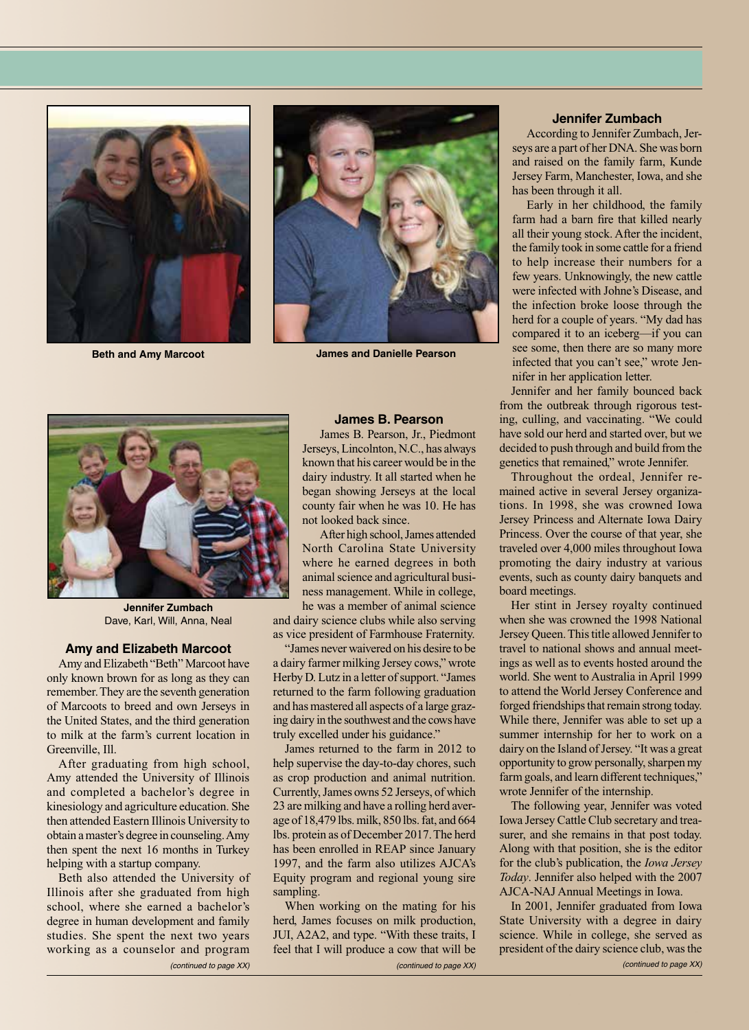Beth and Amy Marcoot

James and Danielle Pearson

Jennifer Zumbach
Dave, Karl, Will, Anna, Neal

### Amy and Elizabeth Marcoot

Amy and Elizabeth "Beth" Marcoot have only known brown for as long as they can remember. They are the seventh generation of Marcoots to breed and own Jerseys in the United States, and the third generation to milk at the farm's current location in Greenville, Ill.

After graduating from high school, Amy attended the University of Illinois and completed a bachelor's degree in kinesiology and agriculture education. She then attended Eastern Illinois University to obtain a master's degree in counseling. Amy then spent the next 16 months in Turkey helping with a startup company.

Beth also attended the University of Illinois after she graduated from high school, where she earned a bachelor's degree in human development and family studies. She spent the next two years working as a counselor and program

*(continued to page XX)*

### James B. Pearson

James B. Pearson, Jr., Piedmont Jerseys, Lincolnton, N.C., has always known that his career would be in the dairy industry. It all started when he began showing Jerseys at the local county fair when he was 10. He has not looked back since.

After high school, James attended North Carolina State University where he earned degrees in both animal science and agricultural business management. While in college, he was a member of animal science and dairy science clubs while also serving as vice president of Farmhouse Fraternity.

"James never waivered on his desire to be a dairy farmer milking Jersey cows," wrote Herby D. Lutz in a letter of support. "James returned to the farm following graduation and has mastered all aspects of a large grazing dairy in the southwest and the cows have truly excelled under his guidance."

James returned to the farm in 2012 to help supervise the day-to-day chores, such as crop production and animal nutrition. Currently, James owns 52 Jerseys, of which 23 are milking and have a rolling herd average of 18,479 lbs. milk, 850 lbs. fat, and 664 lbs. protein as of December 2017. The herd has been enrolled in REAP since January 1997, and the farm also utilizes AJCA's Equity program and regional young sire sampling.

When working on the mating for his herd, James focuses on milk production, JUI, A2A2, and type. "With these traits, I feel that I will produce a cow that will be

*(continued to page XX)*

### Jennifer Zumbach

According to Jennifer Zumbach, Jerseys are a part of her DNA. She was born and raised on the family farm, Kunde Jersey Farm, Manchester, Iowa, and she has been through it all.

Early in her childhood, the family farm had a barn fire that killed nearly all their young stock. After the incident, the family took in some cattle for a friend to help increase their numbers for a few years. Unknowingly, the new cattle were infected with Johne's Disease, and the infection broke loose through the herd for a couple of years. "My dad has compared it to an iceberg—if you can see some, then there are so many more infected that you can't see," wrote Jennifer in her application letter.

Jennifer and her family bounced back from the outbreak through rigorous testing, culling, and vaccinating. "We could have sold our herd and started over, but we decided to push through and build from the genetics that remained," wrote Jennifer.

Throughout the ordeal, Jennifer remained active in several Jersey organizations. In 1998, she was crowned Iowa Jersey Princess and Alternate Iowa Dairy Princess. Over the course of that year, she traveled over 4,000 miles throughout Iowa promoting the dairy industry at various events, such as county dairy banquets and board meetings.

Her stint in Jersey royalty continued when she was crowned the 1998 National Jersey Queen. This title allowed Jennifer to travel to national shows and annual meetings as well as to events hosted around the world. She went to Australia in April 1999 to attend the World Jersey Conference and forged friendships that remain strong today. While there, Jennifer was able to set up a summer internship for her to work on a dairy on the Island of Jersey. "It was a great opportunity to grow personally, sharpen my farm goals, and learn different techniques," wrote Jennifer of the internship.

The following year, Jennifer was voted Iowa Jersey Cattle Club secretary and treasurer, and she remains in that post today. Along with that position, she is the editor for the club's publication, the *Iowa Jersey Today*. Jennifer also helped with the 2007 AJCA-NAJ Annual Meetings in Iowa.

In 2001, Jennifer graduated from Iowa State University with a degree in dairy science. While in college, she served as president of the dairy science club, was the

*(continued to page XX)*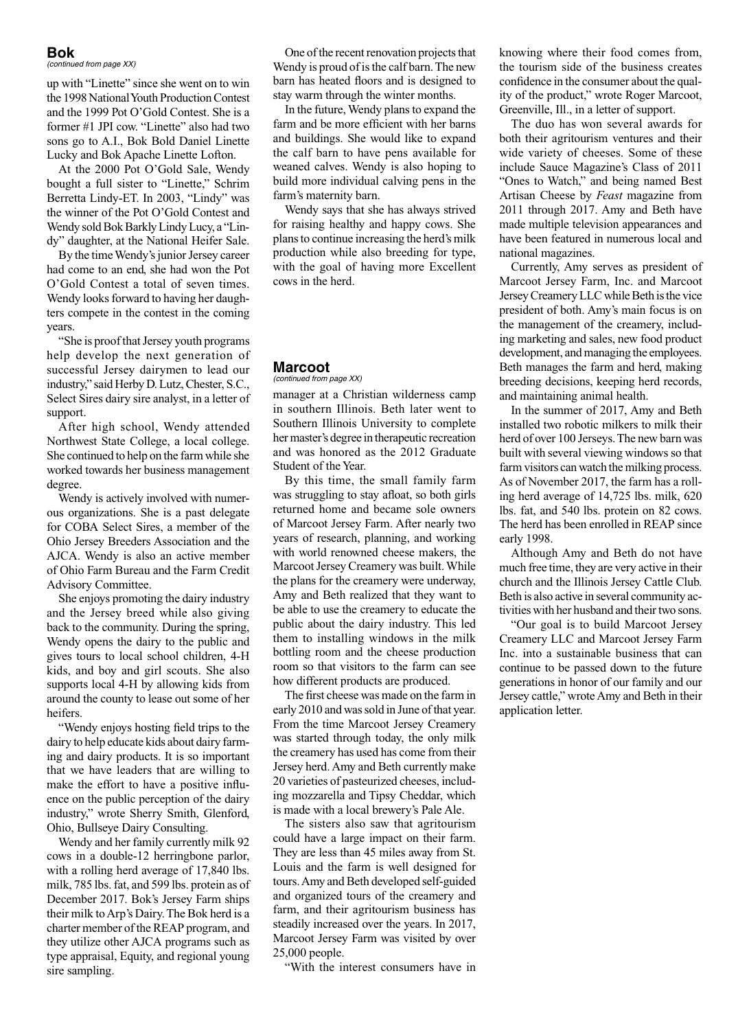## Bok

*(continued from page XX)*

up with "Linette" since she went on to win the 1998 National Youth Production Contest and the 1999 Pot O'Gold Contest. She is a former #1 JPI cow. "Linette" also had two sons go to A.I., Bok Bold Daniel Linette Lucky and Bok Apache Linette Lofton.

At the 2000 Pot O'Gold Sale, Wendy bought a full sister to "Linette," Schrim Berretta Lindy-ET. In 2003, "Lindy" was the winner of the Pot O'Gold Contest and Wendy sold Bok Barkly Lindy Lucy, a "Lindy" daughter, at the National Heifer Sale.

By the time Wendy's junior Jersey career had come to an end, she had won the Pot O'Gold Contest a total of seven times. Wendy looks forward to having her daughters compete in the contest in the coming years.

"She is proof that Jersey youth programs help develop the next generation of successful Jersey dairymen to lead our industry," said Herby D. Lutz, Chester, S.C., Select Sires dairy sire analyst, in a letter of support.

After high school, Wendy attended Northwest State College, a local college. She continued to help on the farm while she worked towards her business management degree.

Wendy is actively involved with numerous organizations. She is a past delegate for COBA Select Sires, a member of the Ohio Jersey Breeders Association and the AJCA. Wendy is also an active member of Ohio Farm Bureau and the Farm Credit Advisory Committee.

She enjoys promoting the dairy industry and the Jersey breed while also giving back to the community. During the spring, Wendy opens the dairy to the public and gives tours to local school children, 4-H kids, and boy and girl scouts. She also supports local 4-H by allowing kids from around the county to lease out some of her heifers.

"Wendy enjoys hosting field trips to the dairy to help educate kids about dairy farming and dairy products. It is so important that we have leaders that are willing to make the effort to have a positive influence on the public perception of the dairy industry," wrote Sherry Smith, Glenford, Ohio, Bullseye Dairy Consulting.

Wendy and her family currently milk 92 cows in a double-12 herringbone parlor, with a rolling herd average of 17,840 lbs. milk, 785 lbs. fat, and 599 lbs. protein as of December 2017. Bok's Jersey Farm ships their milk to Arp's Dairy. The Bok herd is a charter member of the REAP program, and they utilize other AJCA programs such as type appraisal, Equity, and regional young sire sampling.

One of the recent renovation projects that Wendy is proud of is the calf barn. The new barn has heated floors and is designed to stay warm through the winter months.

In the future, Wendy plans to expand the farm and be more efficient with her barns and buildings. She would like to expand the calf barn to have pens available for weaned calves. Wendy is also hoping to build more individual calving pens in the farm's maternity barn.

Wendy says that she has always strived for raising healthy and happy cows. She plans to continue increasing the herd's milk production while also breeding for type, with the goal of having more Excellent cows in the herd.

## Marcoot

*(continued from page XX)*

manager at a Christian wilderness camp in southern Illinois. Beth later went to Southern Illinois University to complete her master's degree in therapeutic recreation and was honored as the 2012 Graduate Student of the Year.

By this time, the small family farm was struggling to stay afloat, so both girls returned home and became sole owners of Marcoot Jersey Farm. After nearly two years of research, planning, and working with world renowned cheese makers, the Marcoot Jersey Creamery was built. While the plans for the creamery were underway, Amy and Beth realized that they want to be able to use the creamery to educate the public about the dairy industry. This led them to installing windows in the milk bottling room and the cheese production room so that visitors to the farm can see how different products are produced.

The first cheese was made on the farm in early 2010 and was sold in June of that year. From the time Marcoot Jersey Creamery was started through today, the only milk the creamery has used has come from their Jersey herd. Amy and Beth currently make 20 varieties of pasteurized cheeses, including mozzarella and Tipsy Cheddar, which is made with a local brewery's Pale Ale.

The sisters also saw that agritourism could have a large impact on their farm. They are less than 45 miles away from St. Louis and the farm is well designed for tours. Amy and Beth developed self-guided and organized tours of the creamery and farm, and their agritourism business has steadily increased over the years. In 2017, Marcoot Jersey Farm was visited by over 25,000 people.

"With the interest consumers have in knowing where their food comes from, the tourism side of the business creates confidence in the consumer about the quality of the product," wrote Roger Marcoot, Greenville, Ill., in a letter of support.

The duo has won several awards for both their agritourism ventures and their wide variety of cheeses. Some of these include Sauce Magazine's Class of 2011 "Ones to Watch," and being named Best Artisan Cheese by *Feast* magazine from 2011 through 2017. Amy and Beth have made multiple television appearances and have been featured in numerous local and national magazines.

Currently, Amy serves as president of Marcoot Jersey Farm, Inc. and Marcoot Jersey Creamery LLC while Beth is the vice president of both. Amy's main focus is on the management of the creamery, including marketing and sales, new food product development, and managing the employees. Beth manages the farm and herd, making breeding decisions, keeping herd records, and maintaining animal health.

In the summer of 2017, Amy and Beth installed two robotic milkers to milk their herd of over 100 Jerseys. The new barn was built with several viewing windows so that farm visitors can watch the milking process. As of November 2017, the farm has a rolling herd average of 14,725 lbs. milk, 620 lbs. fat, and 540 lbs. protein on 82 cows. The herd has been enrolled in REAP since early 1998.

Although Amy and Beth do not have much free time, they are very active in their church and the Illinois Jersey Cattle Club. Beth is also active in several community activities with her husband and their two sons.

"Our goal is to build Marcoot Jersey Creamery LLC and Marcoot Jersey Farm Inc. into a sustainable business that can continue to be passed down to the future generations in honor of our family and our Jersey cattle," wrote Amy and Beth in their application letter.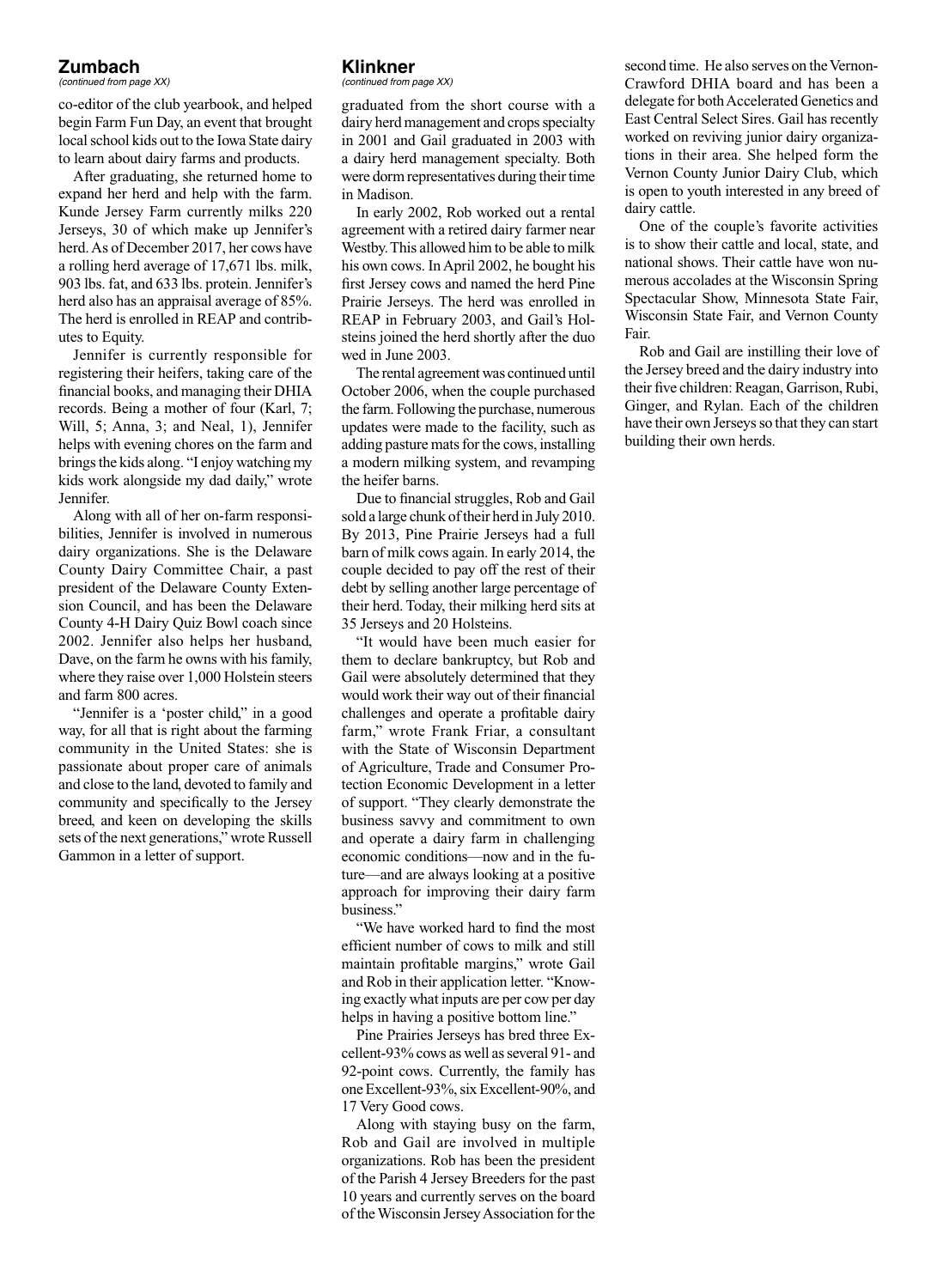## Zumbach

*(continued from page XX)*

co-editor of the club yearbook, and helped begin Farm Fun Day, an event that brought local school kids out to the Iowa State dairy to learn about dairy farms and products.

After graduating, she returned home to expand her herd and help with the farm. Kunde Jersey Farm currently milks 220 Jerseys, 30 of which make up Jennifer's herd. As of December 2017, her cows have a rolling herd average of 17,671 lbs. milk, 903 lbs. fat, and 633 lbs. protein. Jennifer's herd also has an appraisal average of 85%. The herd is enrolled in REAP and contributes to Equity.

Jennifer is currently responsible for registering their heifers, taking care of the financial books, and managing their DHIA records. Being a mother of four (Karl, 7; Will, 5; Anna, 3; and Neal, 1), Jennifer helps with evening chores on the farm and brings the kids along. "I enjoy watching my kids work alongside my dad daily," wrote Jennifer.

Along with all of her on-farm responsibilities, Jennifer is involved in numerous dairy organizations. She is the Delaware County Dairy Committee Chair, a past president of the Delaware County Extension Council, and has been the Delaware County 4-H Dairy Quiz Bowl coach since 2002. Jennifer also helps her husband, Dave, on the farm he owns with his family, where they raise over 1,000 Holstein steers and farm 800 acres.

"Jennifer is a 'poster child," in a good way, for all that is right about the farming community in the United States: she is passionate about proper care of animals and close to the land, devoted to family and community and specifically to the Jersey breed, and keen on developing the skills sets of the next generations," wrote Russell Gammon in a letter of support.

## Klinkner

*(continued from page XX)*

graduated from the short course with a dairy herd management and crops specialty in 2001 and Gail graduated in 2003 with a dairy herd management specialty. Both were dorm representatives during their time in Madison.

In early 2002, Rob worked out a rental agreement with a retired dairy farmer near Westby. This allowed him to be able to milk his own cows. In April 2002, he bought his first Jersey cows and named the herd Pine Prairie Jerseys. The herd was enrolled in REAP in February 2003, and Gail's Holsteins joined the herd shortly after the duo wed in June 2003.

The rental agreement was continued until October 2006, when the couple purchased the farm. Following the purchase, numerous updates were made to the facility, such as adding pasture mats for the cows, installing a modern milking system, and revamping the heifer barns.

Due to financial struggles, Rob and Gail sold a large chunk of their herd in July 2010. By 2013, Pine Prairie Jerseys had a full barn of milk cows again. In early 2014, the couple decided to pay off the rest of their debt by selling another large percentage of their herd. Today, their milking herd sits at 35 Jerseys and 20 Holsteins.

"It would have been much easier for them to declare bankruptcy, but Rob and Gail were absolutely determined that they would work their way out of their financial challenges and operate a profitable dairy farm," wrote Frank Friar, a consultant with the State of Wisconsin Department of Agriculture, Trade and Consumer Protection Economic Development in a letter of support. "They clearly demonstrate the business savvy and commitment to own and operate a dairy farm in challenging economic conditions—now and in the future—and are always looking at a positive approach for improving their dairy farm business."

"We have worked hard to find the most efficient number of cows to milk and still maintain profitable margins," wrote Gail and Rob in their application letter. "Knowing exactly what inputs are per cow per day helps in having a positive bottom line."

Pine Prairies Jerseys has bred three Excellent-93% cows as well as several 91- and 92-point cows. Currently, the family has one Excellent-93%, six Excellent-90%, and 17 Very Good cows.

Along with staying busy on the farm, Rob and Gail are involved in multiple organizations. Rob has been the president of the Parish 4 Jersey Breeders for the past 10 years and currently serves on the board of the Wisconsin Jersey Association for the second time. He also serves on the Vernon-Crawford DHIA board and has been a delegate for both Accelerated Genetics and East Central Select Sires. Gail has recently worked on reviving junior dairy organizations in their area. She helped form the Vernon County Junior Dairy Club, which is open to youth interested in any breed of dairy cattle.

One of the couple's favorite activities is to show their cattle and local, state, and national shows. Their cattle have won numerous accolades at the Wisconsin Spring Spectacular Show, Minnesota State Fair, Wisconsin State Fair, and Vernon County Fair.

Rob and Gail are instilling their love of the Jersey breed and the dairy industry into their five children: Reagan, Garrison, Rubi, Ginger, and Rylan. Each of the children have their own Jerseys so that they can start building their own herds.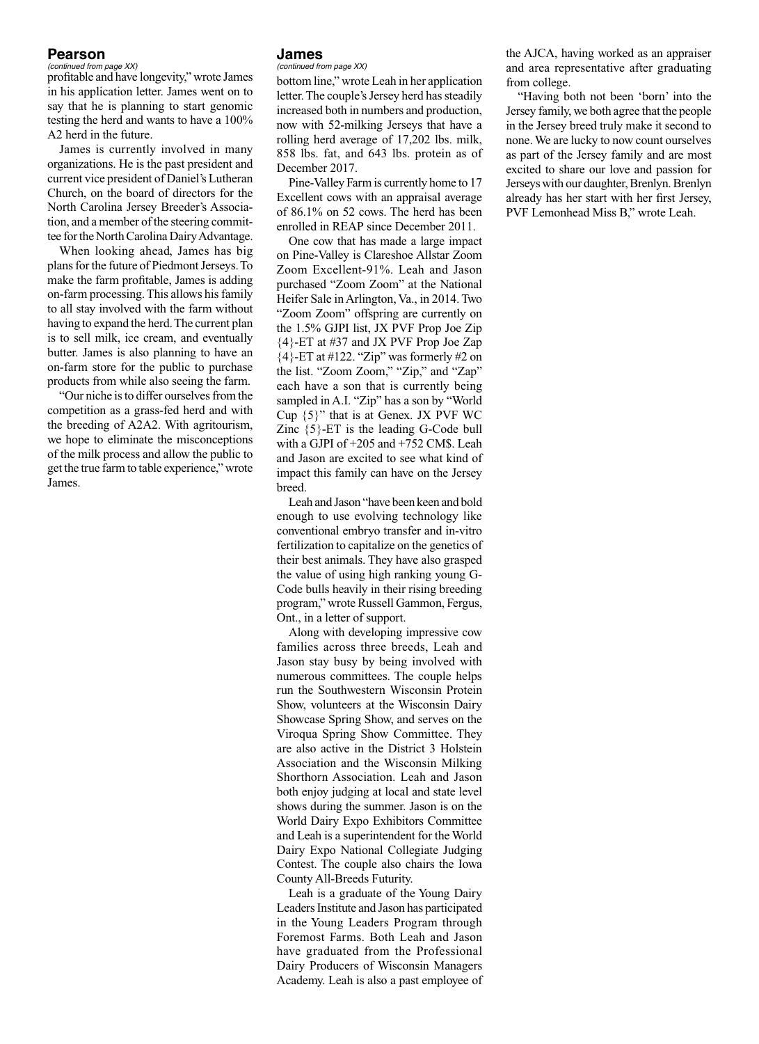## Pearson

*(continued from page XX)*

profitable and have longevity," wrote James in his application letter. James went on to say that he is planning to start genomic testing the herd and wants to have a 100% A2 herd in the future.

James is currently involved in many organizations. He is the past president and current vice president of Daniel's Lutheran Church, on the board of directors for the North Carolina Jersey Breeder's Association, and a member of the steering committee for the North Carolina Dairy Advantage.

When looking ahead, James has big plans for the future of Piedmont Jerseys. To make the farm profitable, James is adding on-farm processing. This allows his family to all stay involved with the farm without having to expand the herd. The current plan is to sell milk, ice cream, and eventually butter. James is also planning to have an on-farm store for the public to purchase products from while also seeing the farm.

"Our niche is to differ ourselves from the competition as a grass-fed herd and with the breeding of A2A2. With agritourism, we hope to eliminate the misconceptions of the milk process and allow the public to get the true farm to table experience," wrote James.

## James

*(continued from page XX)*

bottom line," wrote Leah in her application letter. The couple's Jersey herd has steadily increased both in numbers and production, now with 52-milking Jerseys that have a rolling herd average of 17,202 lbs. milk, 858 lbs. fat, and 643 lbs. protein as of December 2017.

Pine-Valley Farm is currently home to 17 Excellent cows with an appraisal average of 86.1% on 52 cows. The herd has been enrolled in REAP since December 2011.

One cow that has made a large impact on Pine-Valley is Clareshoe Allstar Zoom Zoom Excellent-91%. Leah and Jason purchased "Zoom Zoom" at the National Heifer Sale in Arlington, Va., in 2014. Two "Zoom Zoom" offspring are currently on the 1.5% GJPI list, JX PVF Prop Joe Zip {4}-ET at #37 and JX PVF Prop Joe Zap {4}-ET at #122. "Zip" was formerly #2 on the list. "Zoom Zoom," "Zip," and "Zap" each have a son that is currently being sampled in A.I. "Zip" has a son by "World Cup {5}" that is at Genex. JX PVF WC Zinc {5}-ET is the leading G-Code bull with a GJPI of +205 and +752 CM$. Leah and Jason are excited to see what kind of impact this family can have on the Jersey breed.

Leah and Jason "have been keen and bold enough to use evolving technology like conventional embryo transfer and in-vitro fertilization to capitalize on the genetics of their best animals. They have also grasped the value of using high ranking young G-Code bulls heavily in their rising breeding program," wrote Russell Gammon, Fergus, Ont., in a letter of support.

Along with developing impressive cow families across three breeds, Leah and Jason stay busy by being involved with numerous committees. The couple helps run the Southwestern Wisconsin Protein Show, volunteers at the Wisconsin Dairy Showcase Spring Show, and serves on the Viroqua Spring Show Committee. They are also active in the District 3 Holstein Association and the Wisconsin Milking Shorthorn Association. Leah and Jason both enjoy judging at local and state level shows during the summer. Jason is on the World Dairy Expo Exhibitors Committee and Leah is a superintendent for the World Dairy Expo National Collegiate Judging Contest. The couple also chairs the Iowa County All-Breeds Futurity.

Leah is a graduate of the Young Dairy Leaders Institute and Jason has participated in the Young Leaders Program through Foremost Farms. Both Leah and Jason have graduated from the Professional Dairy Producers of Wisconsin Managers Academy. Leah is also a past employee of the AJCA, having worked as an appraiser and area representative after graduating from college.

"Having both not been 'born' into the Jersey family, we both agree that the people in the Jersey breed truly make it second to none. We are lucky to now count ourselves as part of the Jersey family and are most excited to share our love and passion for Jerseys with our daughter, Brenlyn. Brenlyn already has her start with her first Jersey, PVF Lemonhead Miss B," wrote Leah.